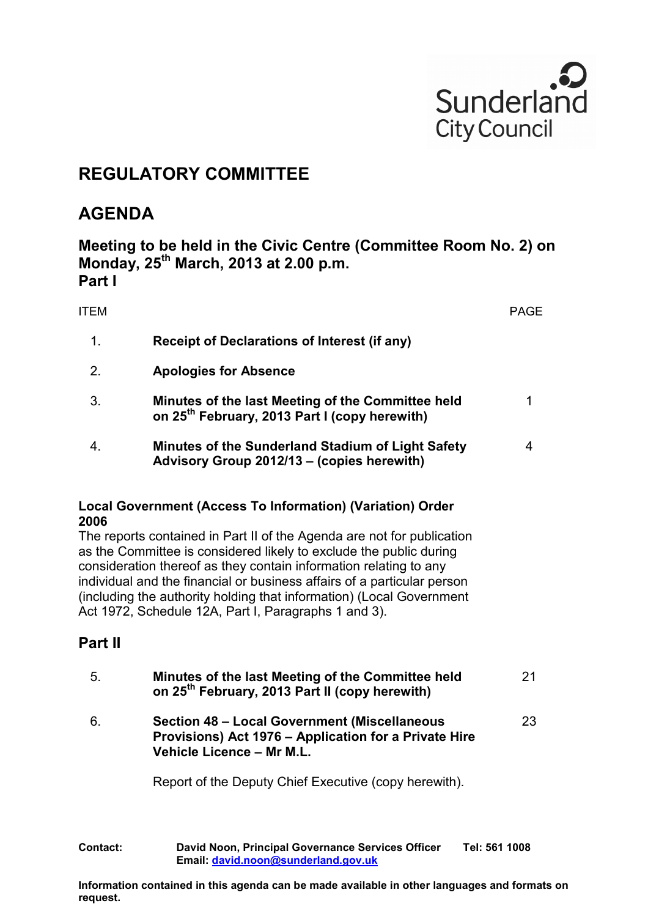Sunderland City Council

# REGULATORY COMMITTEE

# AGENDA

### Meeting to be held in the Civic Centre (Committee Room No. 2) on Monday, 25th March, 2013 at 2.00 p.m.

### Part I

| ITEM | | PAGE |
|---|---|---|
| 1. | **Receipt of Declarations of Interest (if any)** | |
| 2. | **Apologies for Absence** | |
| 3. | **Minutes of the last Meeting of the Committee held on 25th February, 2013 Part I (copy herewith)** | 1 |
| 4. | **Minutes of the Sunderland Stadium of Light Safety Advisory Group 2012/13 – (copies herewith)** | 4 |

**Local Government (Access To Information) (Variation) Order 2006**
The reports contained in Part II of the Agenda are not for publication as the Committee is considered likely to exclude the public during consideration thereof as they contain information relating to any individual and the financial or business affairs of a particular person (including the authority holding that information) (Local Government Act 1972, Schedule 12A, Part I, Paragraphs 1 and 3).

## Part II

| ITEM | | PAGE |
|---|---|---|
| 5. | **Minutes of the last Meeting of the Committee held on 25th February, 2013 Part II (copy herewith)** | 21 |
| 6. | **Section 48 – Local Government (Miscellaneous Provisions) Act 1976 – Application for a Private Hire Vehicle Licence – Mr M.L.**<br><br>Report of the Deputy Chief Executive (copy herewith). | 23 |

**Contact:** **David Noon, Principal Governance Services Officer** **Tel: 561 1008**
**Email: david.noon@sunderland.gov.uk**

**Information contained in this agenda can be made available in other languages and formats on request.**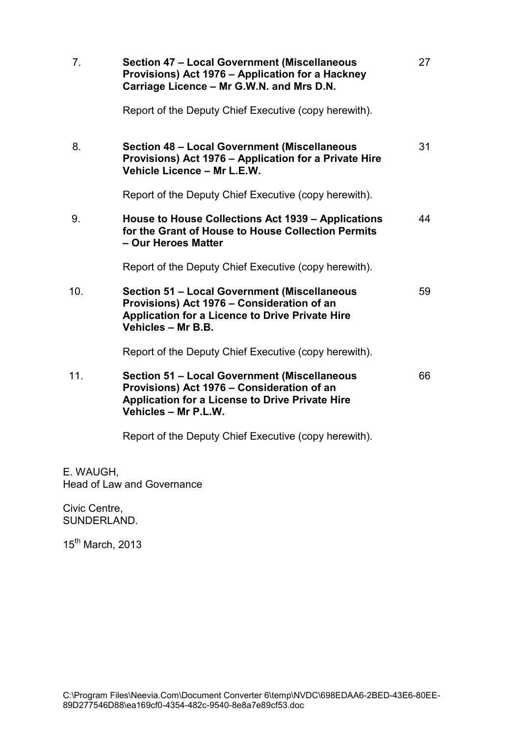| | | |
|---|---|---|
| 7. | **Section 47 – Local Government (Miscellaneous Provisions) Act 1976 – Application for a Hackney Carriage Licence – Mr G.W.N. and Mrs D.N.**<br><br>Report of the Deputy Chief Executive (copy herewith). | 27 |
| 8. | **Section 48 – Local Government (Miscellaneous Provisions) Act 1976 – Application for a Private Hire Vehicle Licence – Mr L.E.W.**<br><br>Report of the Deputy Chief Executive (copy herewith). | 31 |
| 9. | **House to House Collections Act 1939 – Applications for the Grant of House to House Collection Permits – Our Heroes Matter**<br><br>Report of the Deputy Chief Executive (copy herewith). | 44 |
| 10. | **Section 51 – Local Government (Miscellaneous Provisions) Act 1976 – Consideration of an Application for a Licence to Drive Private Hire Vehicles – Mr B.B.**<br><br>Report of the Deputy Chief Executive (copy herewith). | 59 |
| 11. | **Section 51 – Local Government (Miscellaneous Provisions) Act 1976 – Consideration of an Application for a License to Drive Private Hire Vehicles – Mr P.L.W.**<br><br>Report of the Deputy Chief Executive (copy herewith). | 66 |

E. WAUGH,  
Head of Law and Governance

Civic Centre,  
SUNDERLAND.

15th March, 2013

C:\Program Files\Neevia.Com\Document Converter 6\temp\NVDC\698EDAA6-2BED-43E6-80EE-89D277546D88\ea169cf0-4354-482c-9540-8e8a7e89cf53.doc